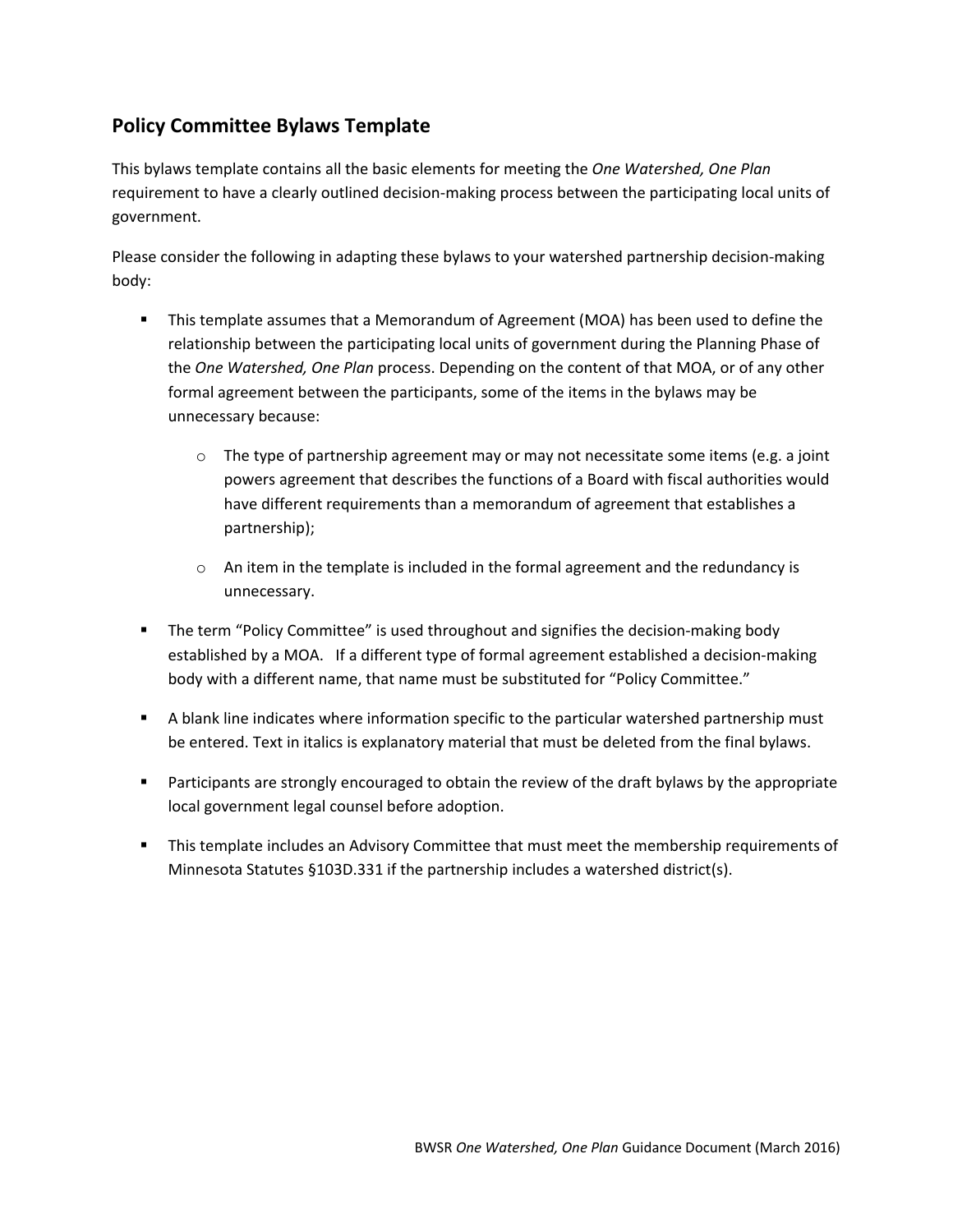## Policy Committee Bylaws Template

This bylaws template contains all the basic elements for meeting the *One Watershed, One Plan* requirement to have a clearly outlined decision-making process between the participating local units of government.

Please consider the following in adapting these bylaws to your watershed partnership decision-making body:

- This template assumes that a Memorandum of Agreement (MOA) has been used to define the relationship between the participating local units of government during the Planning Phase of the *One Watershed, One Plan* process. Depending on the content of that MOA, or of any other formal agreement between the participants, some of the items in the bylaws may be unnecessary because:
    - The type of partnership agreement may or may not necessitate some items (e.g. a joint powers agreement that describes the functions of a Board with fiscal authorities would have different requirements than a memorandum of agreement that establishes a partnership);
    - An item in the template is included in the formal agreement and the redundancy is unnecessary.
- The term "Policy Committee" is used throughout and signifies the decision-making body established by a MOA. If a different type of formal agreement established a decision-making body with a different name, that name must be substituted for "Policy Committee."
- A blank line indicates where information specific to the particular watershed partnership must be entered. Text in italics is explanatory material that must be deleted from the final bylaws.
- Participants are strongly encouraged to obtain the review of the draft bylaws by the appropriate local government legal counsel before adoption.
- This template includes an Advisory Committee that must meet the membership requirements of Minnesota Statutes §103D.331 if the partnership includes a watershed district(s).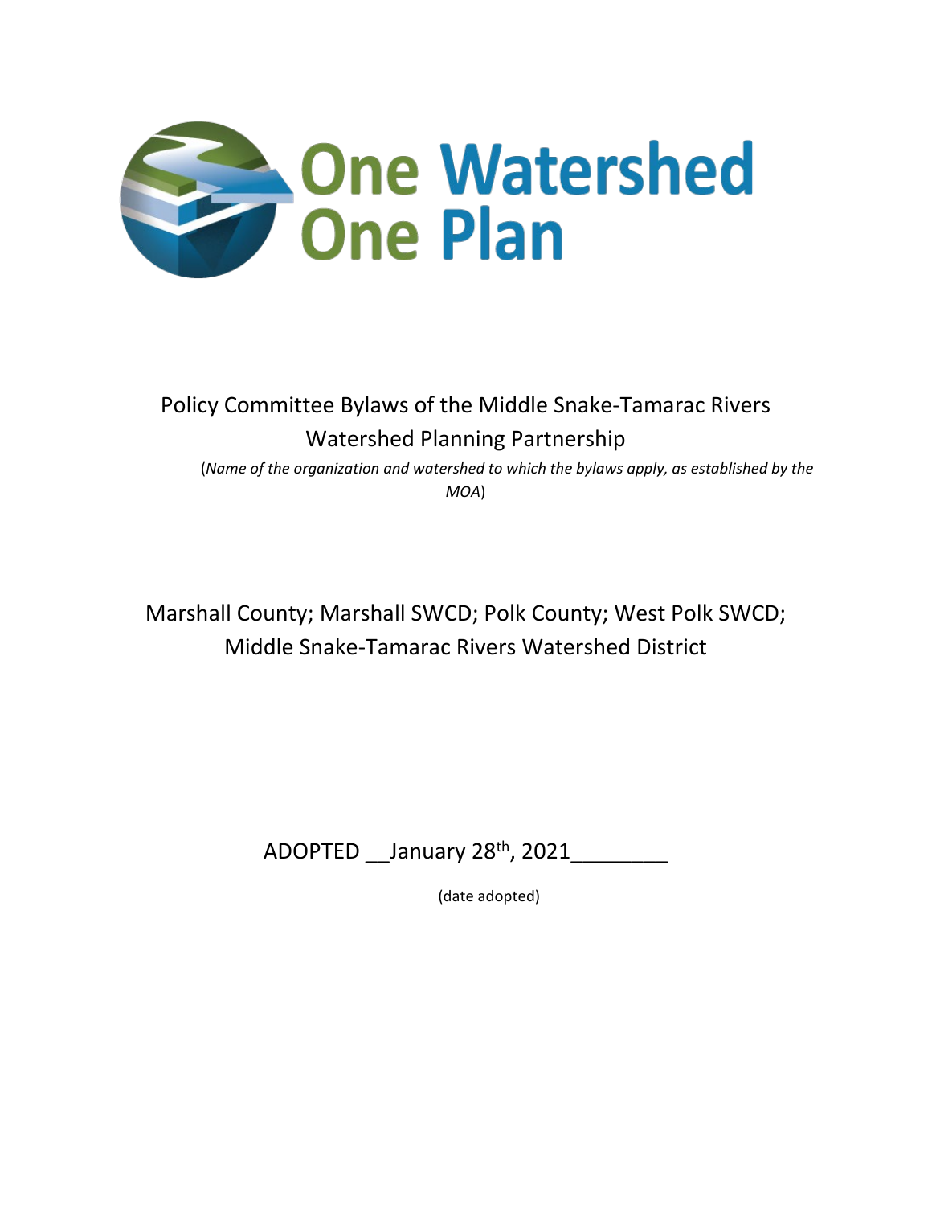# One Watershed One Plan

Policy Committee Bylaws of the Middle Snake-Tamarac Rivers Watershed Planning Partnership

(*Name of the organization and watershed to which the bylaws apply, as established by the MOA*)

Marshall County; Marshall SWCD; Polk County; West Polk SWCD; Middle Snake-Tamarac Rivers Watershed District

ADOPTED __January 28th, 2021________

(date adopted)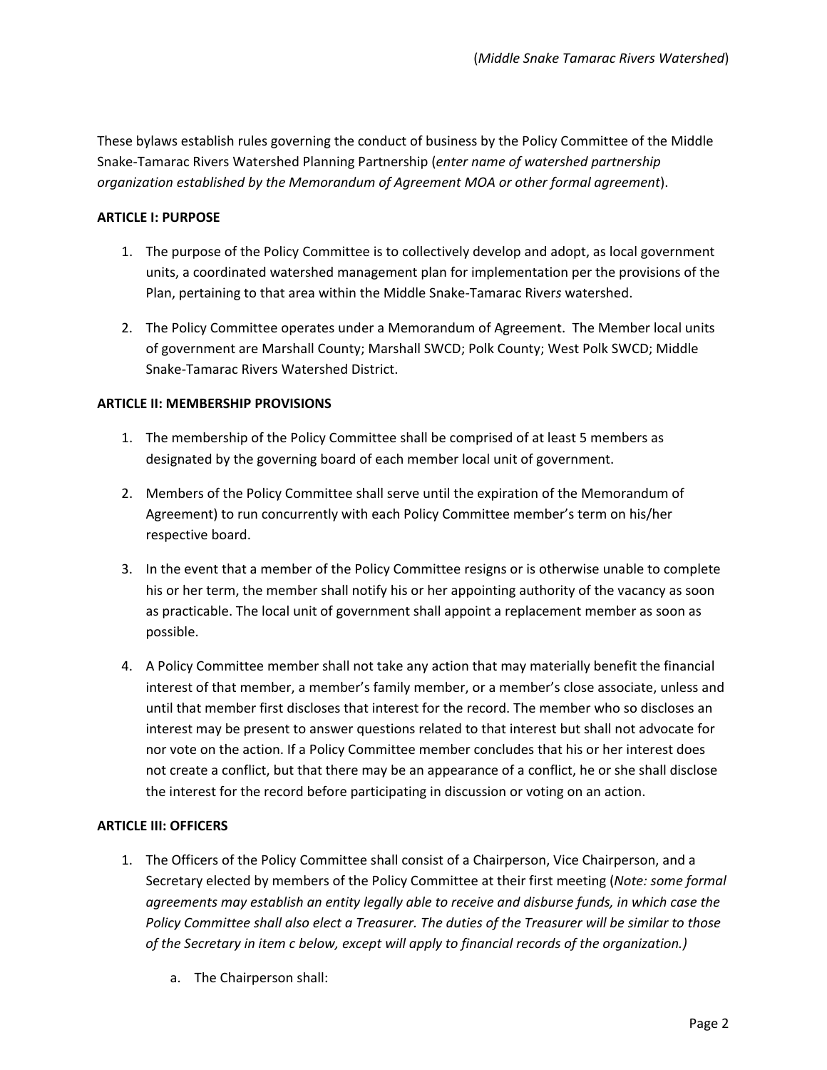These bylaws establish rules governing the conduct of business by the Policy Committee of the Middle Snake-Tamarac Rivers Watershed Planning Partnership (*enter name of watershed partnership organization established by the Memorandum of Agreement MOA or other formal agreement*).

**ARTICLE I: PURPOSE**

1. The purpose of the Policy Committee is to collectively develop and adopt, as local government units, a coordinated watershed management plan for implementation per the provisions of the Plan, pertaining to that area within the Middle Snake-Tamarac Rivers watershed.

2. The Policy Committee operates under a Memorandum of Agreement. The Member local units of government are Marshall County; Marshall SWCD; Polk County; West Polk SWCD; Middle Snake-Tamarac Rivers Watershed District.

**ARTICLE II: MEMBERSHIP PROVISIONS**

1. The membership of the Policy Committee shall be comprised of at least 5 members as designated by the governing board of each member local unit of government.

2. Members of the Policy Committee shall serve until the expiration of the Memorandum of Agreement) to run concurrently with each Policy Committee member's term on his/her respective board.

3. In the event that a member of the Policy Committee resigns or is otherwise unable to complete his or her term, the member shall notify his or her appointing authority of the vacancy as soon as practicable. The local unit of government shall appoint a replacement member as soon as possible.

4. A Policy Committee member shall not take any action that may materially benefit the financial interest of that member, a member's family member, or a member's close associate, unless and until that member first discloses that interest for the record. The member who so discloses an interest may be present to answer questions related to that interest but shall not advocate for nor vote on the action. If a Policy Committee member concludes that his or her interest does not create a conflict, but that there may be an appearance of a conflict, he or she shall disclose the interest for the record before participating in discussion or voting on an action.

**ARTICLE III: OFFICERS**

1. The Officers of the Policy Committee shall consist of a Chairperson, Vice Chairperson, and a Secretary elected by members of the Policy Committee at their first meeting (*Note: some formal agreements may establish an entity legally able to receive and disburse funds, in which case the Policy Committee shall also elect a Treasurer. The duties of the Treasurer will be similar to those of the Secretary in item c below, except will apply to financial records of the organization.)*

   a. The Chairperson shall: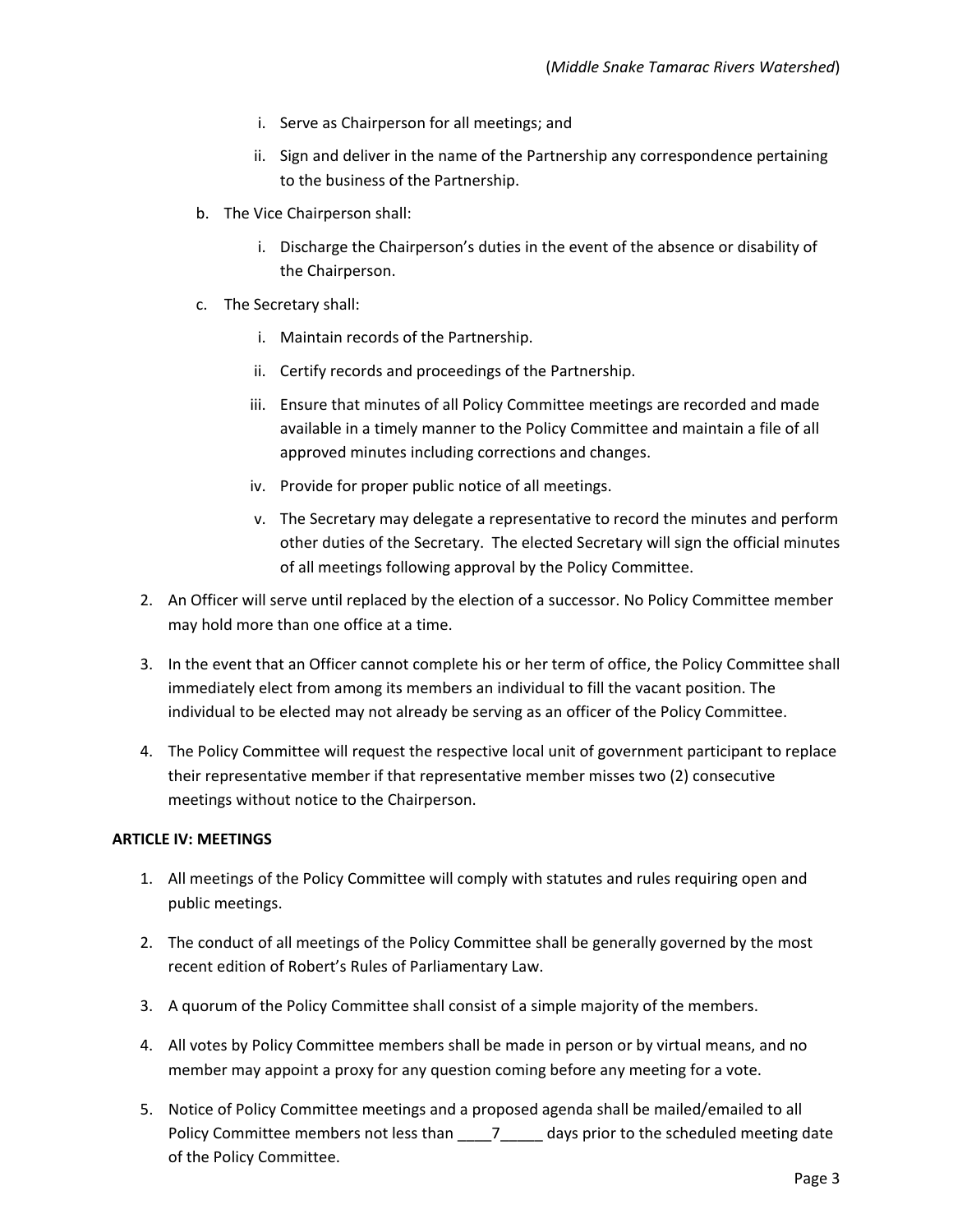i. Serve as Chairperson for all meetings; and
   ii. Sign and deliver in the name of the Partnership any correspondence pertaining to the business of the Partnership.

   b. The Vice Chairperson shall:

   i. Discharge the Chairperson's duties in the event of the absence or disability of the Chairperson.

   c. The Secretary shall:

   i. Maintain records of the Partnership.
   ii. Certify records and proceedings of the Partnership.
   iii. Ensure that minutes of all Policy Committee meetings are recorded and made available in a timely manner to the Policy Committee and maintain a file of all approved minutes including corrections and changes.
   iv. Provide for proper public notice of all meetings.
   v. The Secretary may delegate a representative to record the minutes and perform other duties of the Secretary. The elected Secretary will sign the official minutes of all meetings following approval by the Policy Committee.

2. An Officer will serve until replaced by the election of a successor. No Policy Committee member may hold more than one office at a time.

3. In the event that an Officer cannot complete his or her term of office, the Policy Committee shall immediately elect from among its members an individual to fill the vacant position. The individual to be elected may not already be serving as an officer of the Policy Committee.

4. The Policy Committee will request the respective local unit of government participant to replace their representative member if that representative member misses two (2) consecutive meetings without notice to the Chairperson.

**ARTICLE IV: MEETINGS**

1. All meetings of the Policy Committee will comply with statutes and rules requiring open and public meetings.

2. The conduct of all meetings of the Policy Committee shall be generally governed by the most recent edition of Robert's Rules of Parliamentary Law.

3. A quorum of the Policy Committee shall consist of a simple majority of the members.

4. All votes by Policy Committee members shall be made in person or by virtual means, and no member may appoint a proxy for any question coming before any meeting for a vote.

5. Notice of Policy Committee meetings and a proposed agenda shall be mailed/emailed to all Policy Committee members not less than \_\_\_\_7\_\_\_\_\_ days prior to the scheduled meeting date of the Policy Committee.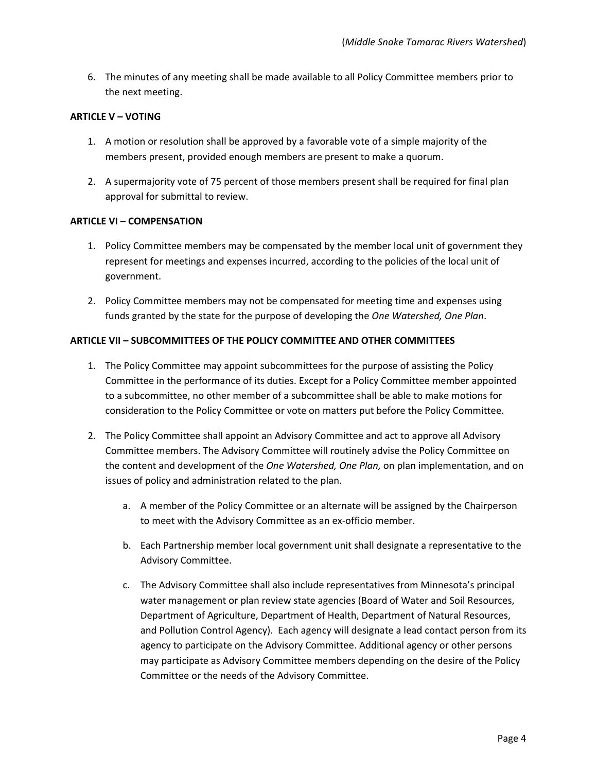6. The minutes of any meeting shall be made available to all Policy Committee members prior to the next meeting.

**ARTICLE V – VOTING**

1. A motion or resolution shall be approved by a favorable vote of a simple majority of the members present, provided enough members are present to make a quorum.

2. A supermajority vote of 75 percent of those members present shall be required for final plan approval for submittal to review.

**ARTICLE VI – COMPENSATION**

1. Policy Committee members may be compensated by the member local unit of government they represent for meetings and expenses incurred, according to the policies of the local unit of government.

2. Policy Committee members may not be compensated for meeting time and expenses using funds granted by the state for the purpose of developing the *One Watershed, One Plan*.

**ARTICLE VII – SUBCOMMITTEES OF THE POLICY COMMITTEE AND OTHER COMMITTEES**

1. The Policy Committee may appoint subcommittees for the purpose of assisting the Policy Committee in the performance of its duties. Except for a Policy Committee member appointed to a subcommittee, no other member of a subcommittee shall be able to make motions for consideration to the Policy Committee or vote on matters put before the Policy Committee.

2. The Policy Committee shall appoint an Advisory Committee and act to approve all Advisory Committee members. The Advisory Committee will routinely advise the Policy Committee on the content and development of the *One Watershed, One Plan,* on plan implementation, and on issues of policy and administration related to the plan.

    a. A member of the Policy Committee or an alternate will be assigned by the Chairperson to meet with the Advisory Committee as an ex-officio member.

    b. Each Partnership member local government unit shall designate a representative to the Advisory Committee.

    c. The Advisory Committee shall also include representatives from Minnesota's principal water management or plan review state agencies (Board of Water and Soil Resources, Department of Agriculture, Department of Health, Department of Natural Resources, and Pollution Control Agency). Each agency will designate a lead contact person from its agency to participate on the Advisory Committee. Additional agency or other persons may participate as Advisory Committee members depending on the desire of the Policy Committee or the needs of the Advisory Committee.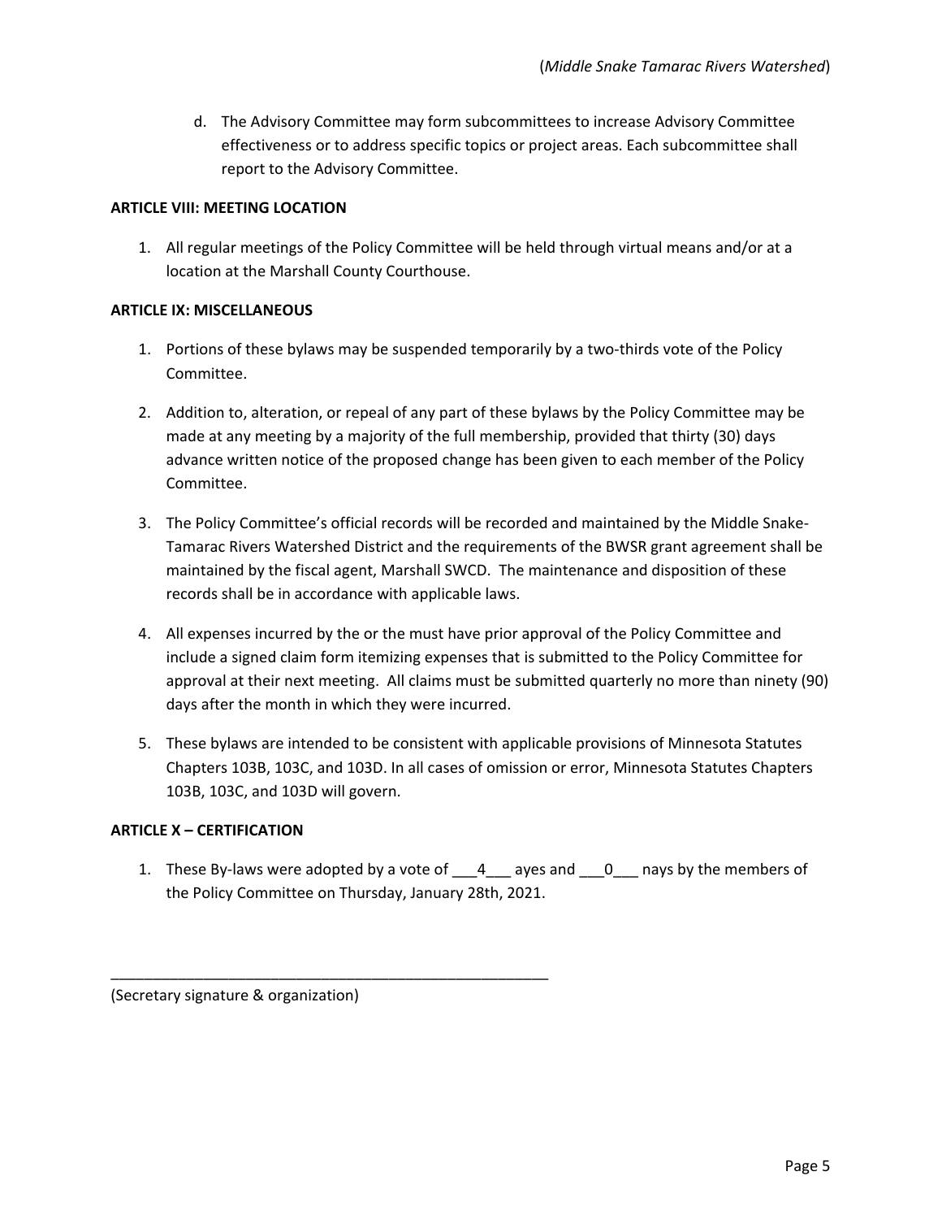d. The Advisory Committee may form subcommittees to increase Advisory Committee effectiveness or to address specific topics or project areas. Each subcommittee shall report to the Advisory Committee.

**ARTICLE VIII: MEETING LOCATION**

1. All regular meetings of the Policy Committee will be held through virtual means and/or at a location at the Marshall County Courthouse.

**ARTICLE IX: MISCELLANEOUS**

1. Portions of these bylaws may be suspended temporarily by a two-thirds vote of the Policy Committee.
2. Addition to, alteration, or repeal of any part of these bylaws by the Policy Committee may be made at any meeting by a majority of the full membership, provided that thirty (30) days advance written notice of the proposed change has been given to each member of the Policy Committee.
3. The Policy Committee's official records will be recorded and maintained by the Middle Snake-Tamarac Rivers Watershed District and the requirements of the BWSR grant agreement shall be maintained by the fiscal agent, Marshall SWCD. The maintenance and disposition of these records shall be in accordance with applicable laws.
4. All expenses incurred by the or the must have prior approval of the Policy Committee and include a signed claim form itemizing expenses that is submitted to the Policy Committee for approval at their next meeting. All claims must be submitted quarterly no more than ninety (90) days after the month in which they were incurred.
5. These bylaws are intended to be consistent with applicable provisions of Minnesota Statutes Chapters 103B, 103C, and 103D. In all cases of omission or error, Minnesota Statutes Chapters 103B, 103C, and 103D will govern.

**ARTICLE X – CERTIFICATION**

1. These By-laws were adopted by a vote of \_\_\_4\_\_\_ ayes and \_\_\_0\_\_\_ nays by the members of the Policy Committee on Thursday, January 28th, 2021.

\_\_\_\_\_\_\_\_\_\_\_\_\_\_\_\_\_\_\_\_\_\_\_\_\_\_\_\_\_\_\_\_\_\_\_\_\_\_\_\_\_\_\_\_\_\_\_\_\_\_\_\_

(Secretary signature & organization)